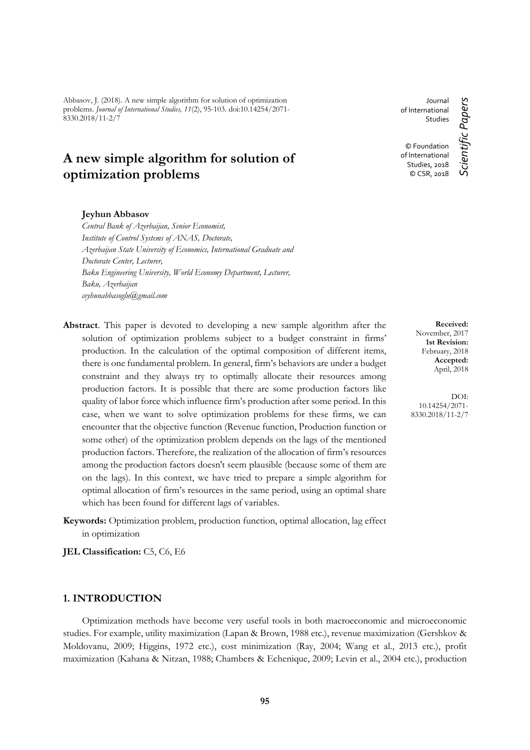Abbasov, J. (2018). A new simple algorithm for solution of optimization problems. *Journal of International Studies, 11*(2), 95-103. doi:10.14254/2071-8330.2018/11-2/7

Journal of International Studies

© Foundation of International Studies, 2018
© CSR, 2018

*Scientific Papers*

# A new simple algorithm for solution of optimization problems

**Jeyhun Abbasov**

*Central Bank of Azerbaijan, Senior Economist,*
*Institute of Control Systems of ANAS, Doctorate,*
*Azerbaijan State University of Economics, International Graduate and Doctorate Center, Lecturer,*
*Baku Engineering University, World Economy Department, Lecturer,*
*Baku, Azerbaijan*
*ceyhunabbasoglu@gmail.com*

**Received:** November, 2017
**1st Revision:** February, 2018
**Accepted:** April, 2018

DOI: 10.14254/2071-8330.2018/11-2/7

**Abstract**. This paper is devoted to developing a new sample algorithm after the solution of optimization problems subject to a budget constraint in firms' production. In the calculation of the optimal composition of different items, there is one fundamental problem. In general, firm's behaviors are under a budget constraint and they always try to optimally allocate their resources among production factors. It is possible that there are some production factors like quality of labor force which influence firm's production after some period. In this case, when we want to solve optimization problems for these firms, we can encounter that the objective function (Revenue function, Production function or some other) of the optimization problem depends on the lags of the mentioned production factors. Therefore, the realization of the allocation of firm's resources among the production factors doesn't seem plausible (because some of them are on the lags). In this context, we have tried to prepare a simple algorithm for optimal allocation of firm's resources in the same period, using an optimal share which has been found for different lags of variables.

**Keywords:** Optimization problem, production function, optimal allocation, lag effect in optimization

**JEL Classification:** C5, C6, E6

## 1. INTRODUCTION

Optimization methods have become very useful tools in both macroeconomic and microeconomic studies. For example, utility maximization (Lapan & Brown, 1988 etc.), revenue maximization (Gershkov & Moldovanu, 2009; Higgins, 1972 etc.), cost minimization (Ray, 2004; Wang et al., 2013 etc.), profit maximization (Kahana & Nitzan, 1988; Chambers & Echenique, 2009; Levin et al., 2004 etc.), production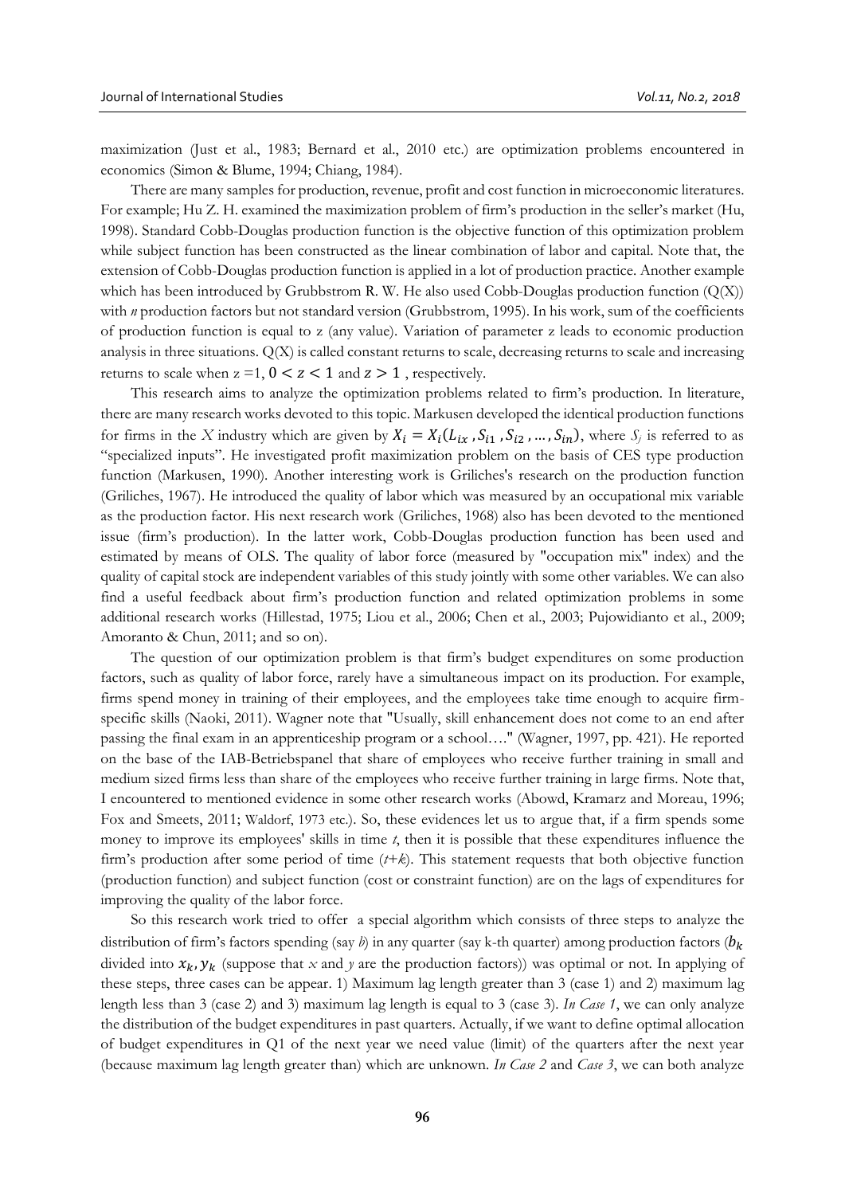maximization (Just et al., 1983; Bernard et al., 2010 etc.) are optimization problems encountered in economics (Simon & Blume, 1994; Chiang, 1984).

There are many samples for production, revenue, profit and cost function in microeconomic literatures. For example; Hu Z. H. examined the maximization problem of firm's production in the seller's market (Hu, 1998). Standard Cobb-Douglas production function is the objective function of this optimization problem while subject function has been constructed as the linear combination of labor and capital. Note that, the extension of Cobb-Douglas production function is applied in a lot of production practice. Another example which has been introduced by Grubbstrom R. W. He also used Cobb-Douglas production function (Q(X)) with *n* production factors but not standard version (Grubbstrom, 1995). In his work, sum of the coefficients of production function is equal to z (any value). Variation of parameter z leads to economic production analysis in three situations. Q(X) is called constant returns to scale, decreasing returns to scale and increasing returns to scale when z =1, $0 < z < 1$ and $z > 1$ , respectively.

This research aims to analyze the optimization problems related to firm's production. In literature, there are many research works devoted to this topic. Markusen developed the identical production functions for firms in the *X* industry which are given by $X_i = X_i(L_{ix}, S_{i1}, S_{i2}, \ldots, S_{in})$, where $S_j$ is referred to as "specialized inputs". He investigated profit maximization problem on the basis of CES type production function (Markusen, 1990). Another interesting work is Griliches's research on the production function (Griliches, 1967). He introduced the quality of labor which was measured by an occupational mix variable as the production factor. His next research work (Griliches, 1968) also has been devoted to the mentioned issue (firm's production). In the latter work, Cobb-Douglas production function has been used and estimated by means of OLS. The quality of labor force (measured by "occupation mix" index) and the quality of capital stock are independent variables of this study jointly with some other variables. We can also find a useful feedback about firm's production function and related optimization problems in some additional research works (Hillestad, 1975; Liou et al., 2006; Chen et al., 2003; Pujowidianto et al., 2009; Amoranto & Chun, 2011; and so on).

The question of our optimization problem is that firm's budget expenditures on some production factors, such as quality of labor force, rarely have a simultaneous impact on its production. For example, firms spend money in training of their employees, and the employees take time enough to acquire firm-specific skills (Naoki, 2011). Wagner note that "Usually, skill enhancement does not come to an end after passing the final exam in an apprenticeship program or a school…." (Wagner, 1997, pp. 421). He reported on the base of the IAB-Betriebspanel that share of employees who receive further training in small and medium sized firms less than share of the employees who receive further training in large firms. Note that, I encountered to mentioned evidence in some other research works (Abowd, Kramarz and Moreau, 1996; Fox and Smeets, 2011; Waldorf, 1973 etc.). So, these evidences let us to argue that, if a firm spends some money to improve its employees' skills in time *t*, then it is possible that these expenditures influence the firm's production after some period of time (*t+k*). This statement requests that both objective function (production function) and subject function (cost or constraint function) are on the lags of expenditures for improving the quality of the labor force.

So this research work tried to offer a special algorithm which consists of three steps to analyze the distribution of firm's factors spending (say *b*) in any quarter (say k-th quarter) among production factors ($b_k$ divided into $x_k, y_k$ (suppose that *x* and *y* are the production factors)) was optimal or not. In applying of these steps, three cases can be appear. 1) Maximum lag length greater than 3 (case 1) and 2) maximum lag length less than 3 (case 2) and 3) maximum lag length is equal to 3 (case 3). *In Case 1*, we can only analyze the distribution of the budget expenditures in past quarters. Actually, if we want to define optimal allocation of budget expenditures in Q1 of the next year we need value (limit) of the quarters after the next year (because maximum lag length greater than) which are unknown. *In Case 2* and *Case 3*, we can both analyze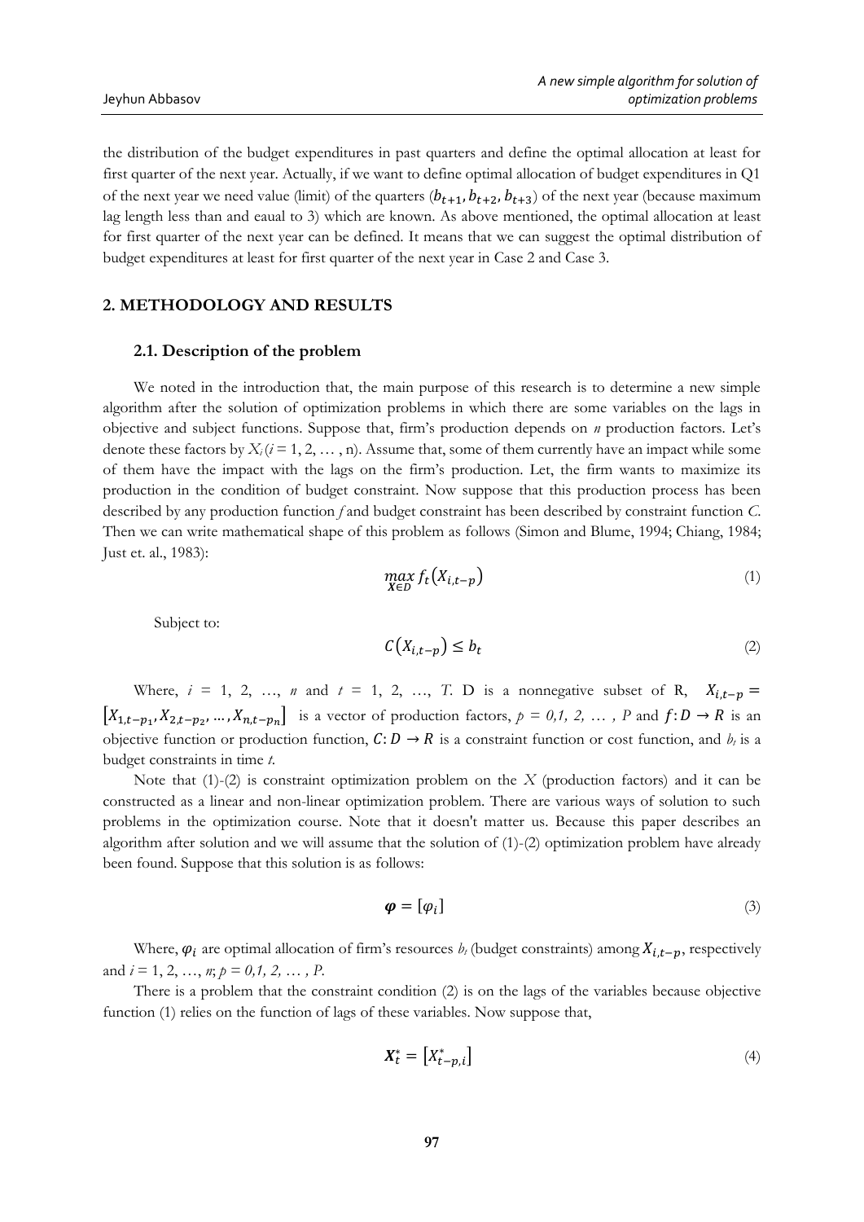the distribution of the budget expenditures in past quarters and define the optimal allocation at least for first quarter of the next year. Actually, if we want to define optimal allocation of budget expenditures in Q1 of the next year we need value (limit) of the quarters ($b_{t+1}, b_{t+2}, b_{t+3}$) of the next year (because maximum lag length less than and eaual to 3) which are known. As above mentioned, the optimal allocation at least for first quarter of the next year can be defined. It means that we can suggest the optimal distribution of budget expenditures at least for first quarter of the next year in Case 2 and Case 3.

## 2. METHODOLOGY AND RESULTS

### 2.1. Description of the problem

We noted in the introduction that, the main purpose of this research is to determine a new simple algorithm after the solution of optimization problems in which there are some variables on the lags in objective and subject functions. Suppose that, firm's production depends on *n* production factors. Let's denote these factors by $X_i$ ($i$ = 1, 2, … , n). Assume that, some of them currently have an impact while some of them have the impact with the lags on the firm's production. Let, the firm wants to maximize its production in the condition of budget constraint. Now suppose that this production process has been described by any production function *f* and budget constraint has been described by constraint function *C*. Then we can write mathematical shape of this problem as follows (Simon and Blume, 1994; Chiang, 1984; Just et. al., 1983):

$$\max_{\boldsymbol{X}\in D} f_t(X_{i,t-p}) \tag{1}$$

Subject to:

$$C(X_{i,t-p}) \leq b_t \tag{2}$$

Where, $i$ = 1, 2, …, $n$ and $t$ = 1, 2, …, $T$. D is a nonnegative subset of R, $X_{i,t-p} = [X_{1,t-p_1}, X_{2,t-p_2}, \ldots, X_{n,t-p_n}]$ is a vector of production factors, $p$ = *0,1, 2, … , P* and $f: D \rightarrow R$ is an objective function or production function, $C: D \rightarrow R$ is a constraint function or cost function, and $b_t$ is a budget constraints in time $t$.

Note that (1)-(2) is constraint optimization problem on the $X$ (production factors) and it can be constructed as a linear and non-linear optimization problem. There are various ways of solution to such problems in the optimization course. Note that it doesn't matter us. Because this paper describes an algorithm after solution and we will assume that the solution of (1)-(2) optimization problem have already been found. Suppose that this solution is as follows:

$$\boldsymbol{\varphi} = [\varphi_i] \tag{3}$$

Where, $\varphi_i$ are optimal allocation of firm's resources $b_t$ (budget constraints) among $X_{i,t-p}$, respectively and $i$ = 1, 2, …, $n$; $p$ = *0,1, 2, … , P*.

There is a problem that the constraint condition (2) is on the lags of the variables because objective function (1) relies on the function of lags of these variables. Now suppose that,

$$\boldsymbol{X}_t^* = [X_{t-p,i}^*] \tag{4}$$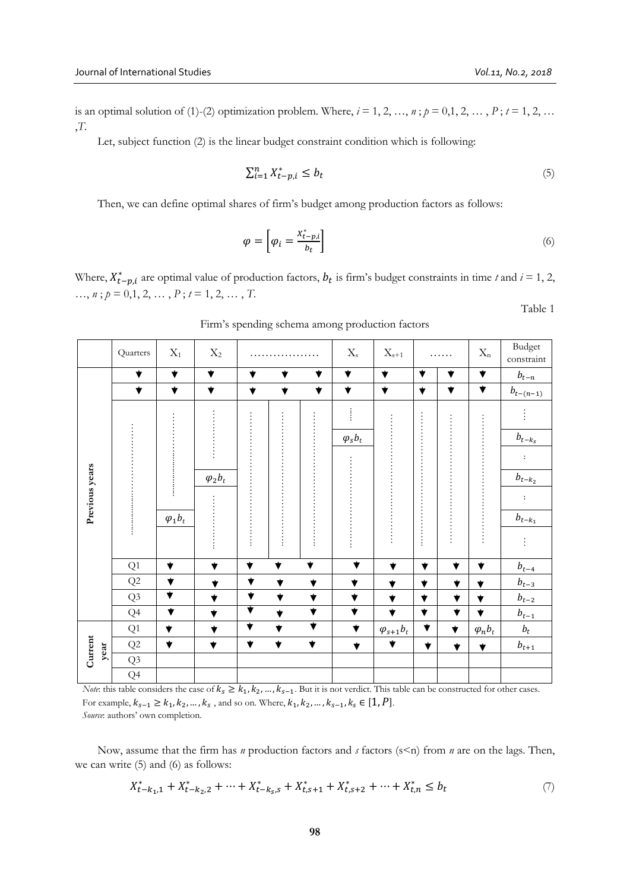is an optimal solution of (1)-(2) optimization problem. Where, $i = 1, 2, \ldots, n$ ; $p = 0, 1, 2, \ldots, P$ ; $t = 1, 2, \ldots, T$.

Let, subject function (2) is the linear budget constraint condition which is following:

$$\sum_{i=1}^{n} X_{t-p,i}^{*} \leq b_t \tag{5}$$

Then, we can define optimal shares of firm's budget among production factors as follows:

$$\varphi = \left[\varphi_i = \frac{X_{t-p,i}^{*}}{b_t}\right] \tag{6}$$

Where, $X_{t-p,i}^{*}$ are optimal value of production factors, $b_t$ is firm's budget constraints in time $t$ and $i = 1, 2, \ldots, n$ ; $p = 0, 1, 2, \ldots, P$ ; $t = 1, 2, \ldots, T$.

Table 1

Firm's spending schema among production factors

| | Quarters | $X_1$ | $X_2$ | ……………… | | | $X_s$ | $X_{s+1}$ | …… | | $X_n$ | Budget constraint |
|---|---|---|---|---|---|---|---|---|---|---|---|---|
| Previous years | ▼ | ▼ | ▼ | ▼ | ▼ | ▼ | ▼ | ▼ | ▼ | ▼ | ▼ | $b_{t-n}$ |
| | ▼ | ▼ | ▼ | ▼ | ▼ | ▼ | ▼ | ▼ | ▼ | ▼ | ▼ | $b_{t-(n-1)}$ |
| | ⋮ | ⋮ | ⋮ | ⋮ | ⋮ | ⋮ | ⋮ | ⋮ | ⋮ | ⋮ | ⋮ | ⋮ |
| | ⋮ | ⋮ | ⋮ | ⋮ | ⋮ | ⋮ | $\varphi_s b_t$ | ⋮ | ⋮ | ⋮ | ⋮ | $b_{t-k_s}$ |
| | ⋮ | ⋮ | ⋮ | ⋮ | ⋮ | ⋮ | ⋮ | ⋮ | ⋮ | ⋮ | ⋮ | ⋮ |
| | ⋮ | ⋮ | $\varphi_2 b_t$ | ⋮ | ⋮ | ⋮ | ⋮ | ⋮ | ⋮ | ⋮ | ⋮ | $b_{t-k_2}$ |
| | ⋮ | ⋮ | ⋮ | ⋮ | ⋮ | ⋮ | ⋮ | ⋮ | ⋮ | ⋮ | ⋮ | ⋮ |
| | ⋮ | $\varphi_1 b_t$ | ⋮ | ⋮ | ⋮ | ⋮ | ⋮ | ⋮ | ⋮ | ⋮ | ⋮ | $b_{t-k_1}$ |
| | ⋮ | | ⋮ | ⋮ | ⋮ | ⋮ | ⋮ | ⋮ | ⋮ | ⋮ | ⋮ | ⋮ |
| | Q1 | ▼ | ▼ | ▼ | ▼ | ▼ | ▼ | ▼ | ▼ | ▼ | ▼ | $b_{t-4}$ |
| | Q2 | ▼ | ▼ | ▼ | ▼ | ▼ | ▼ | ▼ | ▼ | ▼ | ▼ | $b_{t-3}$ |
| | Q3 | ▼ | ▼ | ▼ | ▼ | ▼ | ▼ | ▼ | ▼ | ▼ | ▼ | $b_{t-2}$ |
| | Q4 | ▼ | ▼ | ▼ | ▼ | ▼ | ▼ | ▼ | ▼ | ▼ | ▼ | $b_{t-1}$ |
| Current year | Q1 | ▼ | ▼ | ▼ | ▼ | ▼ | ▼ | $\varphi_{s+1} b_t$ | ▼ | ▼ | $\varphi_n b_t$ | $b_t$ |
| | Q2 | ▼ | ▼ | ▼ | ▼ | ▼ | ▼ | ▼ | ▼ | ▼ | ▼ | $b_{t+1}$ |
| | Q3 | | | | | | | | | | | |
| | Q4 | | | | | | | | | | | |

*Note*: this table considers the case of $k_s \geq k_1, k_2, \ldots, k_{s-1}$. But it is not verdict. This table can be constructed for other cases. For example, $k_{s-1} \geq k_1, k_2, \ldots, k_s$ , and so on. Where, $k_1, k_2, \ldots, k_{s-1}, k_s \in [1, P]$.
*Source*: authors' own completion.

Now, assume that the firm has $n$ production factors and $s$ factors ($s<n$) from $n$ are on the lags. Then, we can write (5) and (6) as follows:

$$X_{t-k_1,1}^{*} + X_{t-k_2,2}^{*} + \cdots + X_{t-k_s,s}^{*} + X_{t,s+1}^{*} + X_{t,s+2}^{*} + \cdots + X_{t,n}^{*} \leq b_t \tag{7}$$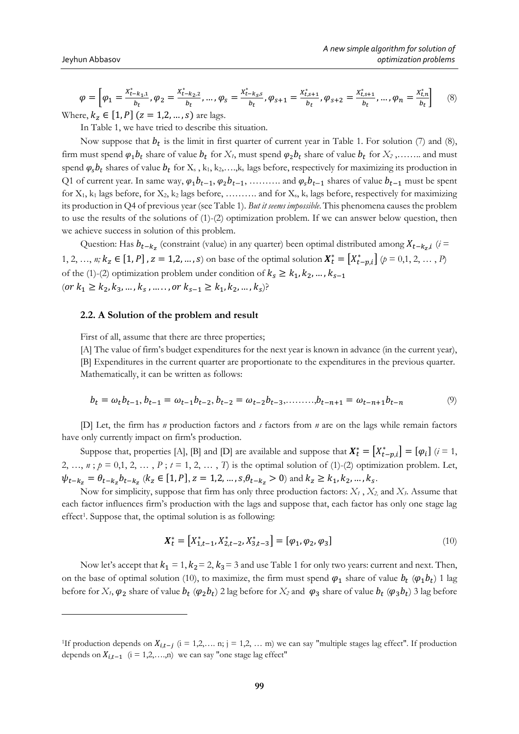$$\varphi = \left[\varphi_1 = \frac{X^*_{t-k_1,1}}{b_t}, \varphi_2 = \frac{X^*_{t-k_2,2}}{b_t}, \dots, \varphi_s = \frac{X^*_{t-k_s,s}}{b_t}, \varphi_{s+1} = \frac{X^*_{t,s+1}}{b_t}, \varphi_{s+2} = \frac{X^*_{t,s+1}}{b_t}, \dots, \varphi_n = \frac{X^*_{t,n}}{b_t}\right] \quad (8)$$

Where, $k_z \in [1, P]$ $(z = 1,2, \dots, s)$ are lags.

In Table 1, we have tried to describe this situation.

Now suppose that $b_t$ is the limit in first quarter of current year in Table 1. For solution (7) and (8), firm must spend $\varphi_1 b_t$ share of value $b_t$ for $X_1$, must spend $\varphi_2 b_t$ share of value $b_t$ for $X_2$ ,…….. and must spend $\varphi_s b_t$ shares of value $b_t$ for $X_s$ , $k_1$, $k_2$,….,$k_s$ lags before, respectively for maximizing its production in Q1 of current year. In same way, $\varphi_1 b_{t-1}$, $\varphi_2 b_{t-1}$, ………. and $\varphi_s b_{t-1}$ shares of value $b_{t-1}$ must be spent for $X_1$, $k_1$ lags before, for $X_2$, $k_2$ lags before, ………. and for $X_s$, $k_s$ lags before, respectively for maximizing its production in Q4 of previous year (see Table 1). *But it seems impossible*. This phenomena causes the problem to use the results of the solutions of (1)-(2) optimization problem. If we can answer below question, then we achieve success in solution of this problem.

Question: Has $b_{t-k_z}$ (constraint (value) in any quarter) been optimal distributed among $X_{t-k_z,i}$ ($i$ = 1, 2, …, $n$; $k_z \in [1, P]$ , $z = 1,2, \dots, s$) on base of the optimal solution $\boldsymbol{X}^*_t = \left[X^*_{t-p,i}\right]$ ($p$ = 0,1, 2, … , $P$) of the (1)-(2) optimization problem under condition of $k_s \geq k_1, k_2, \dots, k_{s-1}$ ($or\ k_1 \geq k_2, k_3, \dots, k_s, \dots\dots, or\ k_{s-1} \geq k_1, k_2, \dots, k_s$)?

### 2.2. A Solution of the problem and result

First of all, assume that there are three properties;

[A] The value of firm's budget expenditures for the next year is known in advance (in the current year),

[B] Expenditures in the current quarter are proportionate to the expenditures in the previous quarter. Mathematically, it can be written as follows:

$$b_t = \omega_t b_{t-1}, b_{t-1} = \omega_{t-1} b_{t-2}, b_{t-2} = \omega_{t-2} b_{t-3}, \dots\dots\dots, b_{t-n+1} = \omega_{t-n+1} b_{t-n} \quad (9)$$

[D] Let, the firm has $n$ production factors and $s$ factors from $n$ are on the lags while remain factors have only currently impact on firm's production.

Suppose that, properties [A], [B] and [D] are available and suppose that $\boldsymbol{X}^*_t = \left[X^*_{t-p,i}\right] = [\varphi_i]$ ($i$ = 1, 2, …, $n$ ; $p$ = 0,1, 2, … , $P$ ; $t$ = 1, 2, … , $T$) is the optimal solution of (1)-(2) optimization problem. Let, $\psi_{t-k_z} = \theta_{t-k_z} b_{t-k_z}$ ($k_z \in [1, P], z = 1,2, \dots, s, \theta_{t-k_z} > 0$) and $k_z \geq k_1, k_2, \dots, k_s$.

Now for simplicity, suppose that firm has only three production factors: $X_1$ , $X_2$, and $X_3$. Assume that each factor influences firm's production with the lags and suppose that, each factor has only one stage lag effect[1]. Suppose that, the optimal solution is as following:

$$\boldsymbol{X}^*_t = \left[X^*_{1,t-1}, X^*_{2,t-2}, X^*_{3,t-3}\right] = [\varphi_1, \varphi_2, \varphi_3] \quad (10)$$

Now let's accept that $k_1 = 1, k_2 = 2, k_3 = 3$ and use Table 1 for only two years: current and next. Then, on the base of optimal solution (10), to maximize, the firm must spend $\varphi_1$ share of value $b_t$ ($\varphi_1 b_t$) 1 lag before for $X_1$, $\varphi_2$ share of value $b_t$ ($\varphi_2 b_t$) 2 lag before for $X_2$ and $\varphi_3$ share of value $b_t$ ($\varphi_3 b_t$) 3 lag before

---

[1] If production depends on $X_{i,t-j}$ (i = 1,2,…. n; j = 1,2, … m) we can say "multiple stages lag effect". If production depends on $X_{i,t-1}$ (i = 1,2,….,n) we can say "one stage lag effect"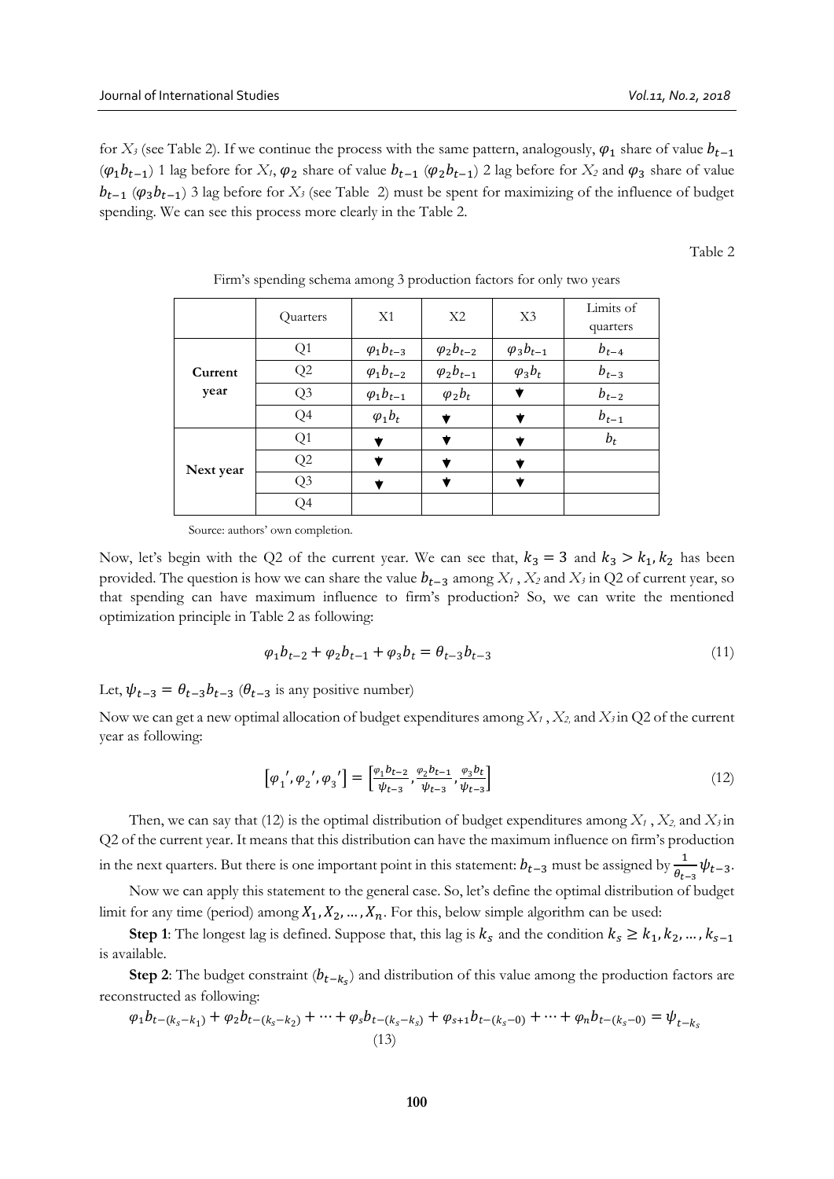for $X_3$ (see Table 2). If we continue the process with the same pattern, analogously, $\varphi_1$ share of value $b_{t-1}$ ($\varphi_1 b_{t-1}$) 1 lag before for $X_1$, $\varphi_2$ share of value $b_{t-1}$ ($\varphi_2 b_{t-1}$) 2 lag before for $X_2$ and $\varphi_3$ share of value $b_{t-1}$ ($\varphi_3 b_{t-1}$) 3 lag before for $X_3$ (see Table 2) must be spent for maximizing of the influence of budget spending. We can see this process more clearly in the Table 2.

Table 2

Firm's spending schema among 3 production factors for only two years

| | Quarters | X1 | X2 | X3 | Limits of quarters |
|---|---|---|---|---|---|
| **Current year** | Q1 | $\varphi_1 b_{t-3}$ | $\varphi_2 b_{t-2}$ | $\varphi_3 b_{t-1}$ | $b_{t-4}$ |
| | Q2 | $\varphi_1 b_{t-2}$ | $\varphi_2 b_{t-1}$ | $\varphi_3 b_t$ | $b_{t-3}$ |
| | Q3 | $\varphi_1 b_{t-1}$ | $\varphi_2 b_t$ | ▼ | $b_{t-2}$ |
| | Q4 | $\varphi_1 b_t$ | ▼ | ▼ | $b_{t-1}$ |
| **Next year** | Q1 | ▼ | ▼ | ▼ | $b_t$ |
| | Q2 | ▼ | ▼ | ▼ | |
| | Q3 | ▼ | ▼ | ▼ | |
| | Q4 | | | | |

Source: authors' own completion.

Now, let's begin with the Q2 of the current year. We can see that, $k_3 = 3$ and $k_3 > k_1, k_2$ has been provided. The question is how we can share the value $b_{t-3}$ among $X_1$, $X_2$ and $X_3$ in Q2 of current year, so that spending can have maximum influence to firm's production? So, we can write the mentioned optimization principle in Table 2 as following:

$$\varphi_1 b_{t-2} + \varphi_2 b_{t-1} + \varphi_3 b_t = \theta_{t-3} b_{t-3} \tag{11}$$

Let, $\psi_{t-3} = \theta_{t-3} b_{t-3}$ ($\theta_{t-3}$ is any positive number)

Now we can get a new optimal allocation of budget expenditures among $X_1$, $X_2$, and $X_3$ in Q2 of the current year as following:

$$\left[\varphi_1{}', \varphi_2{}', \varphi_3{}'\right] = \left[\frac{\varphi_1 b_{t-2}}{\psi_{t-3}}, \frac{\varphi_2 b_{t-1}}{\psi_{t-3}}, \frac{\varphi_3 b_t}{\psi_{t-3}}\right] \tag{12}$$

Then, we can say that (12) is the optimal distribution of budget expenditures among $X_1$, $X_2$, and $X_3$ in Q2 of the current year. It means that this distribution can have the maximum influence on firm's production in the next quarters. But there is one important point in this statement: $b_{t-3}$ must be assigned by $\frac{1}{\theta_{t-3}} \psi_{t-3}$.

Now we can apply this statement to the general case. So, let's define the optimal distribution of budget limit for any time (period) among $X_1, X_2, \ldots, X_n$. For this, below simple algorithm can be used:

**Step 1**: The longest lag is defined. Suppose that, this lag is $k_s$ and the condition $k_s \geq k_1, k_2, \ldots, k_{s-1}$ is available.

**Step 2**: The budget constraint ($b_{t-k_s}$) and distribution of this value among the production factors are reconstructed as following:

$$\varphi_1 b_{t-(k_s-k_1)} + \varphi_2 b_{t-(k_s-k_2)} + \cdots + \varphi_s b_{t-(k_s-k_s)} + \varphi_{s+1} b_{t-(k_s-0)} + \cdots + \varphi_n b_{t-(k_s-0)} = \psi_{t-k_s} \tag{13}$$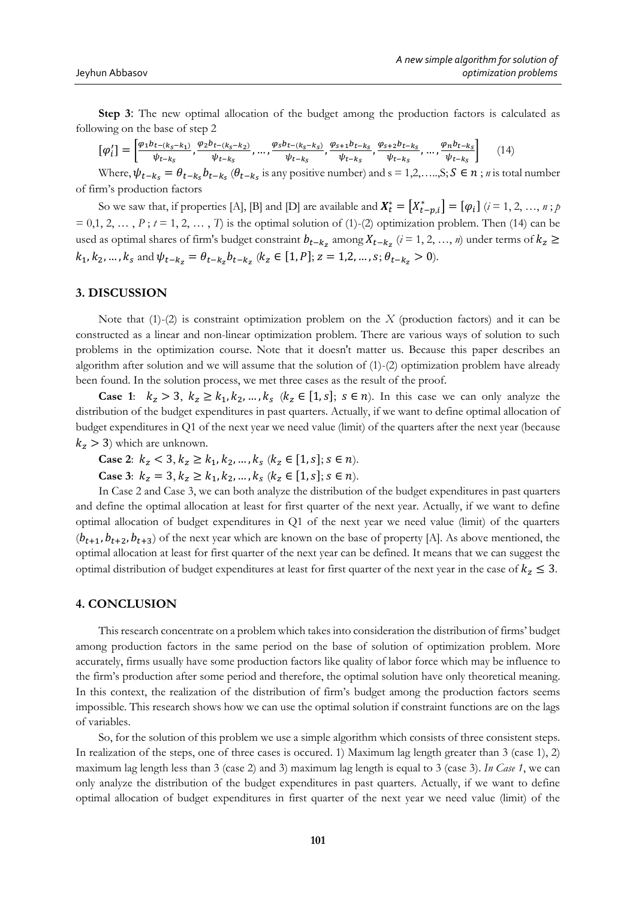**Step 3**: The new optimal allocation of the budget among the production factors is calculated as following on the base of step 2

$$[\varphi_i'] = \left[\frac{\varphi_1 b_{t-(k_s-k_1)}}{\psi_{t-k_s}}, \frac{\varphi_2 b_{t-(k_s-k_2)}}{\psi_{t-k_s}}, \dots, \frac{\varphi_s b_{t-(k_s-k_s)}}{\psi_{t-k_s}}, \frac{\varphi_{s+1} b_{t-k_s}}{\psi_{t-k_s}}, \frac{\varphi_{s+2} b_{t-k_s}}{\psi_{t-k_s}}, \dots, \frac{\varphi_n b_{t-k_s}}{\psi_{t-k_s}}\right] \quad (14)$$

Where, $\psi_{t-k_s} = \theta_{t-k_s} b_{t-k_s}$ ($\theta_{t-k_s}$ is any positive number) and s = 1,2,…..,S; $S \in n$ ; *n* is total number of firm's production factors

So we saw that, if properties [A], [B] and [D] are available and $\boldsymbol{X}_t^* = [X_{t-p,i}^*] = [\varphi_i]$ ($i$ = 1, 2, …, $n$ ; $p$ = 0,1, 2, … , $P$ ; $t$ = 1, 2, … , $T$) is the optimal solution of (1)-(2) optimization problem. Then (14) can be used as optimal shares of firm's budget constraint $b_{t-k_z}$ among $X_{t-k_z}$ ($i$ = 1, 2, …, $n$) under terms of $k_z \geq k_1, k_2, \dots, k_s$ and $\psi_{t-k_z} = \theta_{t-k_z} b_{t-k_z}$ ($k_z \in [1, P]$; $z = 1,2,\dots,s$; $\theta_{t-k_z} > 0$).

## 3. DISCUSSION

Note that (1)-(2) is constraint optimization problem on the $X$ (production factors) and it can be constructed as a linear and non-linear optimization problem. There are various ways of solution to such problems in the optimization course. Note that it doesn't matter us. Because this paper describes an algorithm after solution and we will assume that the solution of (1)-(2) optimization problem have already been found. In the solution process, we met three cases as the result of the proof.

**Case 1**: $k_z > 3$, $k_z \geq k_1, k_2, \dots, k_s$ ($k_z \in [1, s]$; $s \in n$). In this case we can only analyze the distribution of the budget expenditures in past quarters. Actually, if we want to define optimal allocation of budget expenditures in Q1 of the next year we need value (limit) of the quarters after the next year (because $k_z > 3$) which are unknown.

**Case 2**: $k_z < 3, k_z \geq k_1, k_2, \dots, k_s$ ($k_z \in [1, s]$; $s \in n$).

**Case 3**: $k_z = 3, k_z \geq k_1, k_2, \dots, k_s$ ($k_z \in [1, s]$; $s \in n$).

In Case 2 and Case 3, we can both analyze the distribution of the budget expenditures in past quarters and define the optimal allocation at least for first quarter of the next year. Actually, if we want to define optimal allocation of budget expenditures in Q1 of the next year we need value (limit) of the quarters ($b_{t+1}, b_{t+2}, b_{t+3}$) of the next year which are known on the base of property [A]. As above mentioned, the optimal allocation at least for first quarter of the next year can be defined. It means that we can suggest the optimal distribution of budget expenditures at least for first quarter of the next year in the case of $k_z \leq 3$.

## 4. CONCLUSION

This research concentrate on a problem which takes into consideration the distribution of firms' budget among production factors in the same period on the base of solution of optimization problem. More accurately, firms usually have some production factors like quality of labor force which may be influence to the firm's production after some period and therefore, the optimal solution have only theoretical meaning. In this context, the realization of the distribution of firm's budget among the production factors seems impossible. This research shows how we can use the optimal solution if constraint functions are on the lags of variables.

So, for the solution of this problem we use a simple algorithm which consists of three consistent steps. In realization of the steps, one of three cases is occured. 1) Maximum lag length greater than 3 (case 1), 2) maximum lag length less than 3 (case 2) and 3) maximum lag length is equal to 3 (case 3). *In Case 1*, we can only analyze the distribution of the budget expenditures in past quarters. Actually, if we want to define optimal allocation of budget expenditures in first quarter of the next year we need value (limit) of the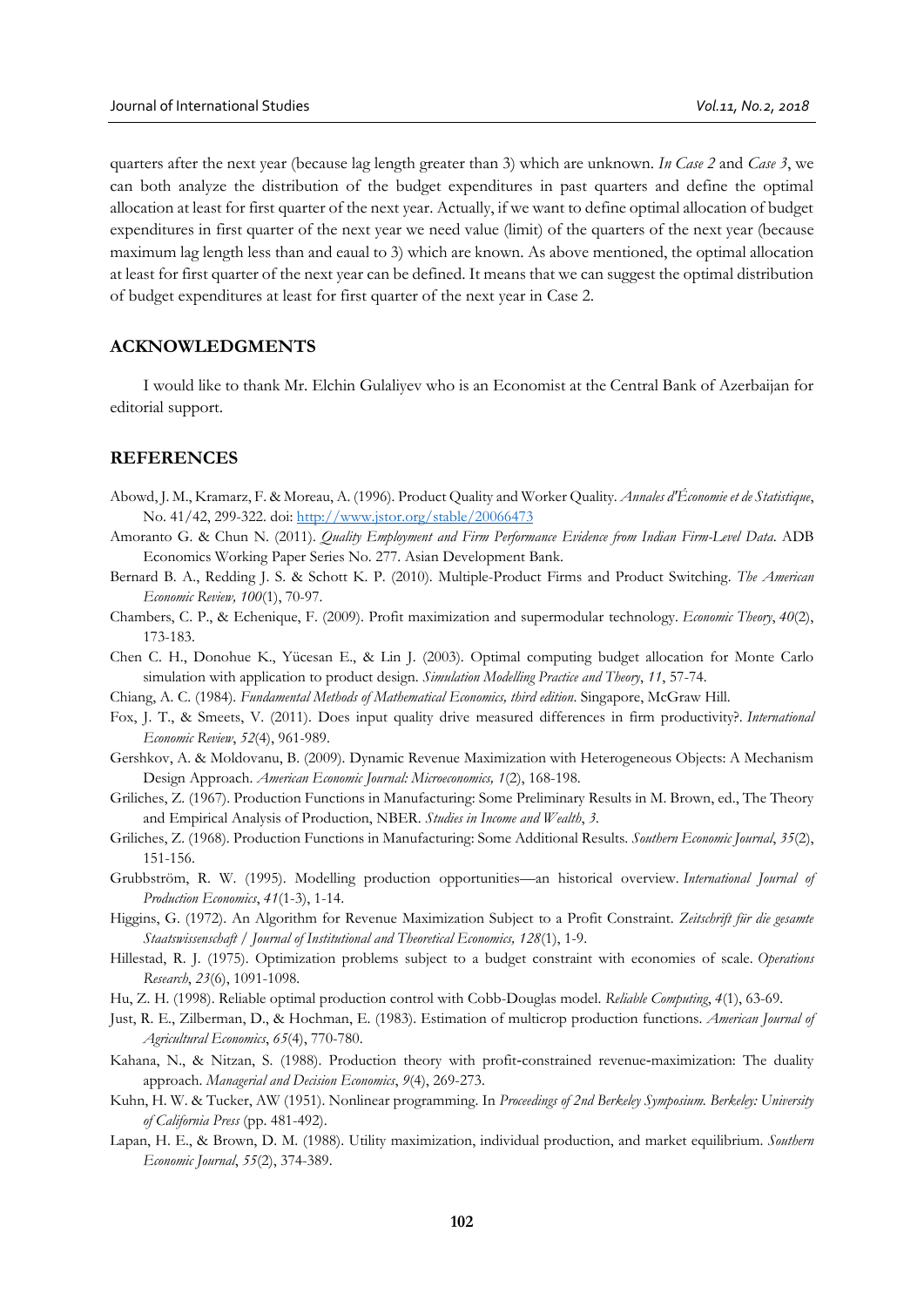quarters after the next year (because lag length greater than 3) which are unknown. *In Case 2* and *Case 3*, we can both analyze the distribution of the budget expenditures in past quarters and define the optimal allocation at least for first quarter of the next year. Actually, if we want to define optimal allocation of budget expenditures in first quarter of the next year we need value (limit) of the quarters of the next year (because maximum lag length less than and eaual to 3) which are known. As above mentioned, the optimal allocation at least for first quarter of the next year can be defined. It means that we can suggest the optimal distribution of budget expenditures at least for first quarter of the next year in Case 2.

## ACKNOWLEDGMENTS

I would like to thank Mr. Elchin Gulaliyev who is an Economist at the Central Bank of Azerbaijan for editorial support.

## REFERENCES

Abowd, J. M., Kramarz, F. & Moreau, A. (1996). Product Quality and Worker Quality. *Annales d'Économie et de Statistique*, No. 41/42, 299-322. doi: http://www.jstor.org/stable/20066473

Amoranto G. & Chun N. (2011). *Quality Employment and Firm Performance Evidence from Indian Firm-Level Data*. ADB Economics Working Paper Series No. 277. Asian Development Bank.

Bernard B. A., Redding J. S. & Schott K. P. (2010). Multiple-Product Firms and Product Switching. *The American Economic Review, 100*(1), 70-97.

Chambers, C. P., & Echenique, F. (2009). Profit maximization and supermodular technology. *Economic Theory*, *40*(2), 173-183.

Chen C. H., Donohue K., Yücesan E., & Lin J. (2003). Optimal computing budget allocation for Monte Carlo simulation with application to product design. *Simulation Modelling Practice and Theory*, *11*, 57-74.

Chiang, A. C. (1984). *Fundamental Methods of Mathematical Economics, third edition*. Singapore, McGraw Hill.

Fox, J. T., & Smeets, V. (2011). Does input quality drive measured differences in firm productivity?. *International Economic Review*, *52*(4), 961-989.

Gershkov, A. & Moldovanu, B. (2009). Dynamic Revenue Maximization with Heterogeneous Objects: A Mechanism Design Approach. *American Economic Journal: Microeconomics, 1*(2), 168-198.

Griliches, Z. (1967). Production Functions in Manufacturing: Some Preliminary Results in M. Brown, ed., The Theory and Empirical Analysis of Production, NBER. *Studies in Income and Wealth*, *3*.

Griliches, Z. (1968). Production Functions in Manufacturing: Some Additional Results. *Southern Economic Journal*, *35*(2), 151-156.

Grubbström, R. W. (1995). Modelling production opportunities—an historical overview. *International Journal of Production Economics*, *41*(1-3), 1-14.

Higgins, G. (1972). An Algorithm for Revenue Maximization Subject to a Profit Constraint. *Zeitschrift für die gesamte Staatswissenschaft / Journal of Institutional and Theoretical Economics, 128*(1), 1-9.

Hillestad, R. J. (1975). Optimization problems subject to a budget constraint with economies of scale. *Operations Research*, *23*(6), 1091-1098.

Hu, Z. H. (1998). Reliable optimal production control with Cobb-Douglas model. *Reliable Computing*, *4*(1), 63-69.

Just, R. E., Zilberman, D., & Hochman, E. (1983). Estimation of multicrop production functions. *American Journal of Agricultural Economics*, *65*(4), 770-780.

Kahana, N., & Nitzan, S. (1988). Production theory with profit-constrained revenue-maximization: The duality approach. *Managerial and Decision Economics*, *9*(4), 269-273.

Kuhn, H. W. & Tucker, AW (1951). Nonlinear programming. In *Proceedings of 2nd Berkeley Symposium. Berkeley: University of California Press* (pp. 481-492).

Lapan, H. E., & Brown, D. M. (1988). Utility maximization, individual production, and market equilibrium. *Southern Economic Journal*, *55*(2), 374-389.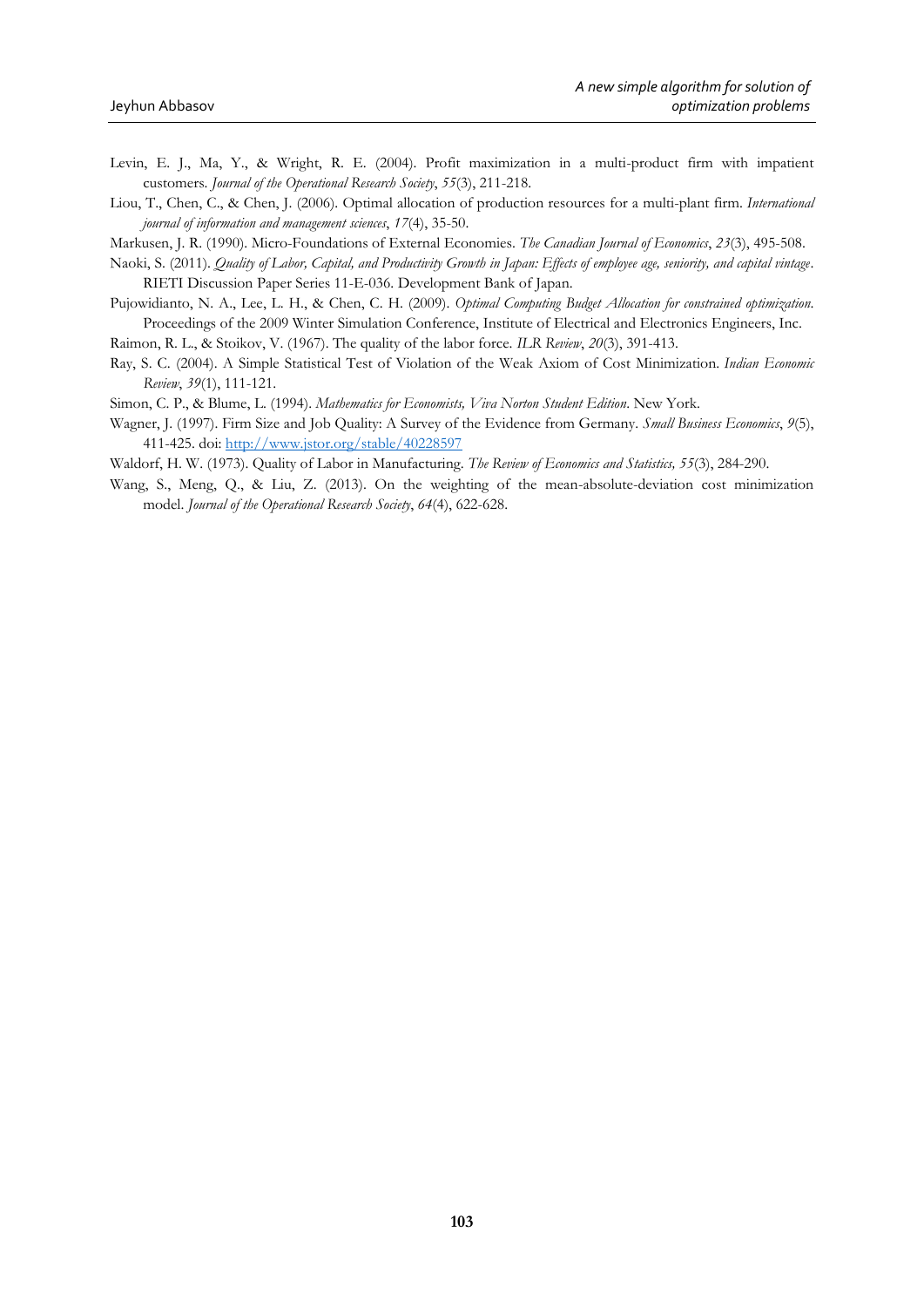Levin, E. J., Ma, Y., & Wright, R. E. (2004). Profit maximization in a multi-product firm with impatient customers. *Journal of the Operational Research Society*, *55*(3), 211-218.

Liou, T., Chen, C., & Chen, J. (2006). Optimal allocation of production resources for a multi-plant firm. *International journal of information and management sciences*, *17*(4), 35-50.

Markusen, J. R. (1990). Micro-Foundations of External Economies. *The Canadian Journal of Economics*, *23*(3), 495-508.

Naoki, S. (2011). *Quality of Labor, Capital, and Productivity Growth in Japan: Effects of employee age, seniority, and capital vintage*. RIETI Discussion Paper Series 11-E-036. Development Bank of Japan.

Pujowidianto, N. A., Lee, L. H., & Chen, C. H. (2009). *Optimal Computing Budget Allocation for constrained optimization*. Proceedings of the 2009 Winter Simulation Conference, Institute of Electrical and Electronics Engineers, Inc.

Raimon, R. L., & Stoikov, V. (1967). The quality of the labor force. *ILR Review*, *20*(3), 391-413.

Ray, S. C. (2004). A Simple Statistical Test of Violation of the Weak Axiom of Cost Minimization. *Indian Economic Review*, *39*(1), 111-121.

Simon, C. P., & Blume, L. (1994). *Mathematics for Economists, Viva Norton Student Edition*. New York.

Wagner, J. (1997). Firm Size and Job Quality: A Survey of the Evidence from Germany. *Small Business Economics*, *9*(5), 411-425. doi: http://www.jstor.org/stable/40228597

Waldorf, H. W. (1973). Quality of Labor in Manufacturing. *The Review of Economics and Statistics, 55*(3), 284-290.

Wang, S., Meng, Q., & Liu, Z. (2013). On the weighting of the mean-absolute-deviation cost minimization model. *Journal of the Operational Research Society*, *64*(4), 622-628.